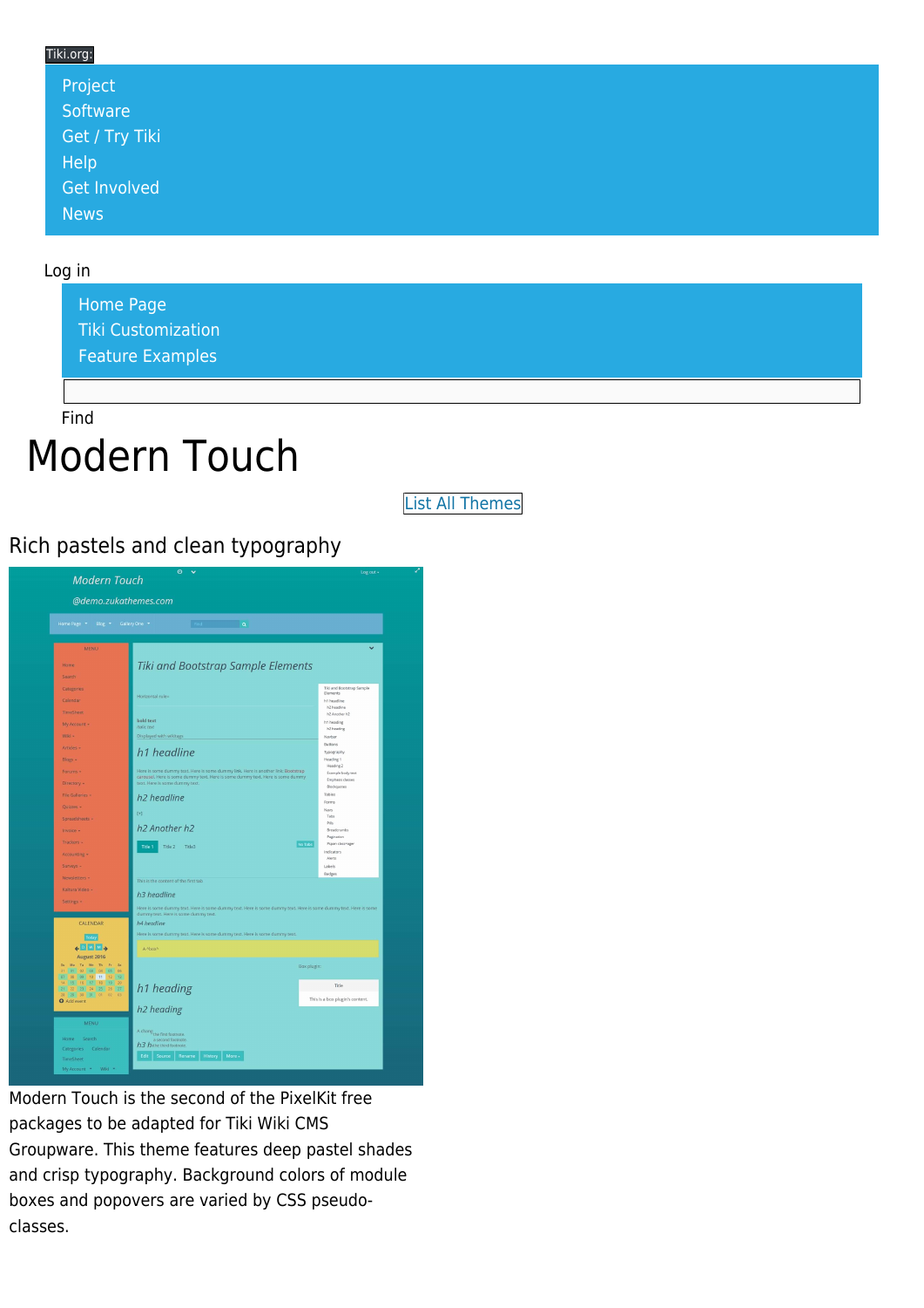Tiki.org:

- Project
- Software
- Get / Try Tiki
- Help
- Get Involved
- News

Log in

- Home Page
- Tiki Customization
- Feature Examples

Find

# Modern Touch

List All Themes

## Rich pastels and clean typography

Modern Touch is the second of the PixelKit free packages to be adapted for Tiki Wiki CMS Groupware. This theme features deep pastel shades and crisp typography. Background colors of module boxes and popovers are varied by CSS pseudo-classes.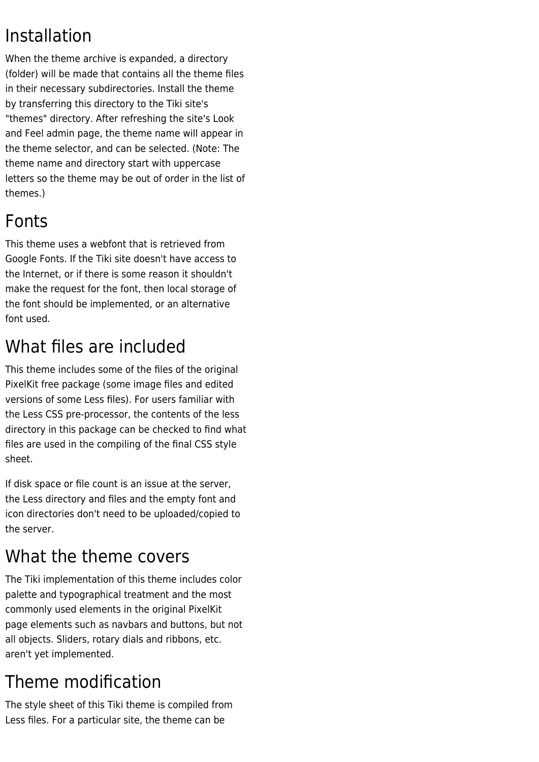## Installation

When the theme archive is expanded, a directory (folder) will be made that contains all the theme files in their necessary subdirectories. Install the theme by transferring this directory to the Tiki site's "themes" directory. After refreshing the site's Look and Feel admin page, the theme name will appear in the theme selector, and can be selected. (Note: The theme name and directory start with uppercase letters so the theme may be out of order in the list of themes.)

## Fonts

This theme uses a webfont that is retrieved from Google Fonts. If the Tiki site doesn't have access to the Internet, or if there is some reason it shouldn't make the request for the font, then local storage of the font should be implemented, or an alternative font used.

## What files are included

This theme includes some of the files of the original PixelKit free package (some image files and edited versions of some Less files). For users familiar with the Less CSS pre-processor, the contents of the less directory in this package can be checked to find what files are used in the compiling of the final CSS style sheet.

If disk space or file count is an issue at the server, the Less directory and files and the empty font and icon directories don't need to be uploaded/copied to the server.

## What the theme covers

The Tiki implementation of this theme includes color palette and typographical treatment and the most commonly used elements in the original PixelKit page elements such as navbars and buttons, but not all objects. Sliders, rotary dials and ribbons, etc. aren't yet implemented.

## Theme modification

The style sheet of this Tiki theme is compiled from Less files. For a particular site, the theme can be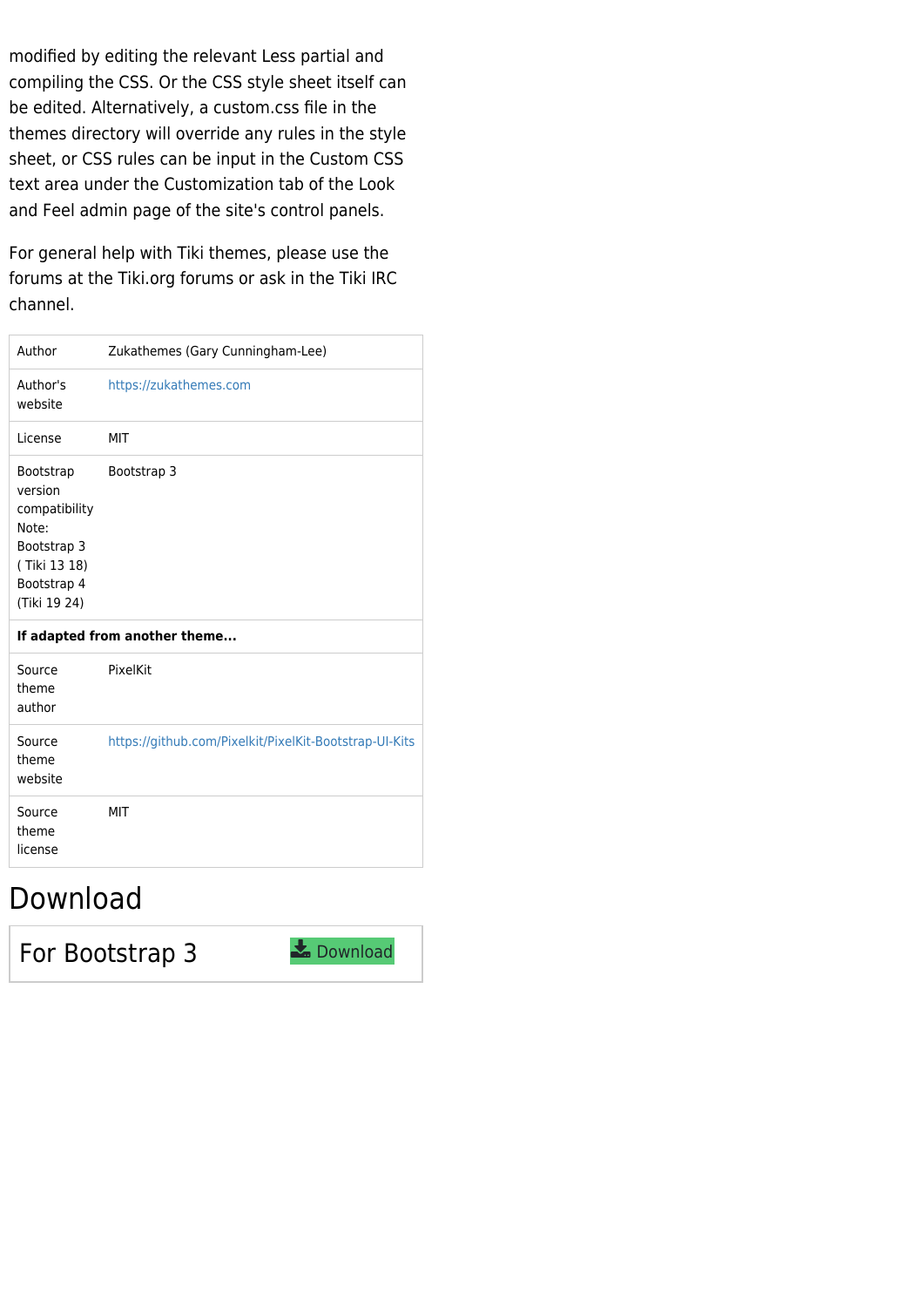modified by editing the relevant Less partial and compiling the CSS. Or the CSS style sheet itself can be edited. Alternatively, a custom.css file in the themes directory will override any rules in the style sheet, or CSS rules can be input in the Custom CSS text area under the Customization tab of the Look and Feel admin page of the site's control panels.

For general help with Tiki themes, please use the forums at the Tiki.org forums or ask in the Tiki IRC channel.

| | |
|---|---|
| Author | Zukathemes (Gary Cunningham-Lee) |
| Author's website | https://zukathemes.com |
| License | MIT |
| Bootstrap version compatibility Note: Bootstrap 3 ( Tiki 13 18) Bootstrap 4 (Tiki 19 24) | Bootstrap 3 |
| **If adapted from another theme...** | |
| Source theme author | PixelKit |
| Source theme website | https://github.com/Pixelkit/PixelKit-Bootstrap-UI-Kits |
| Source theme license | MIT |

# Download

| | |
|---|---|
| For Bootstrap 3 | Download |